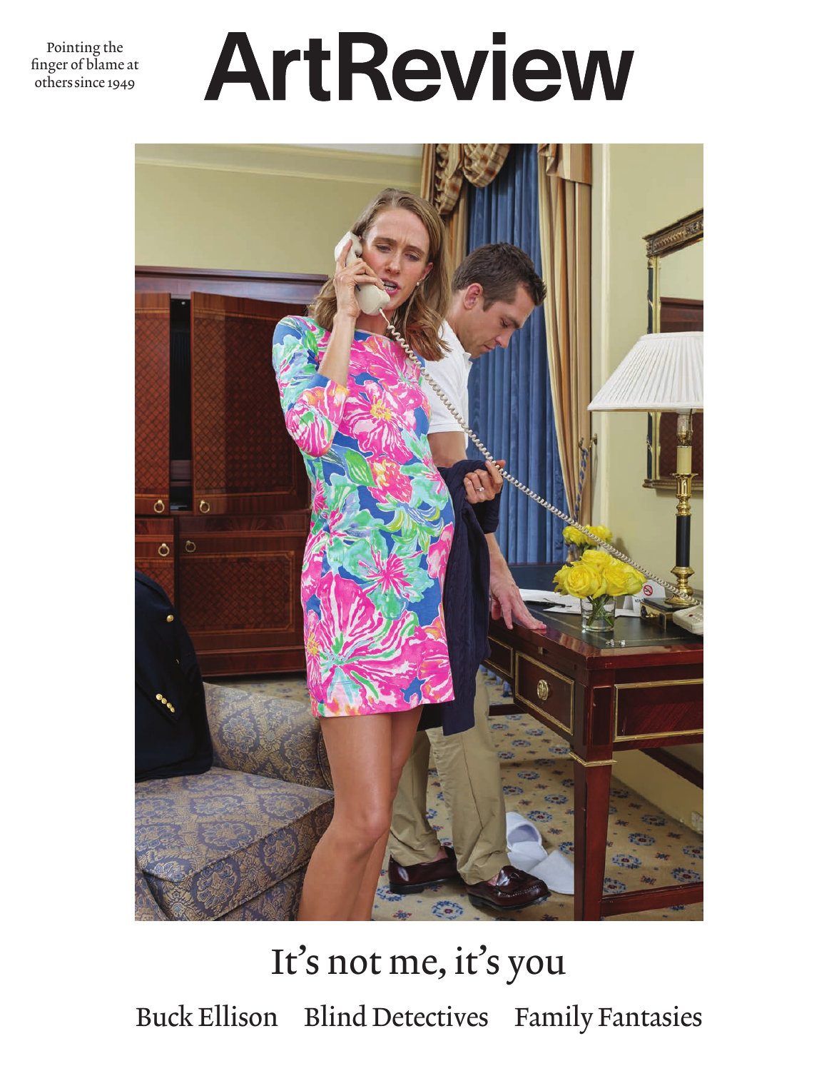Pointing the finger of blame at others since 1949

# ArtReview

## It's not me, it's you

Buck Ellison   Blind Detectives   Family Fantasies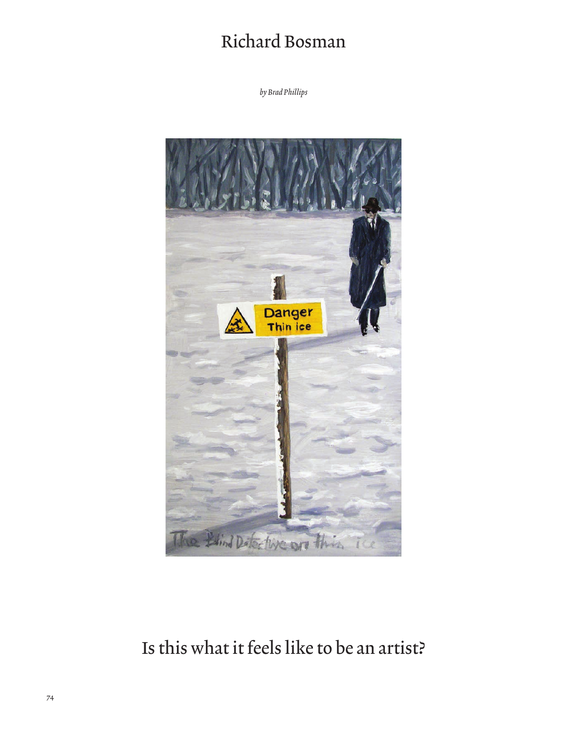# Richard Bosman

*by Brad Phillips*

## Is this what it feels like to be an artist?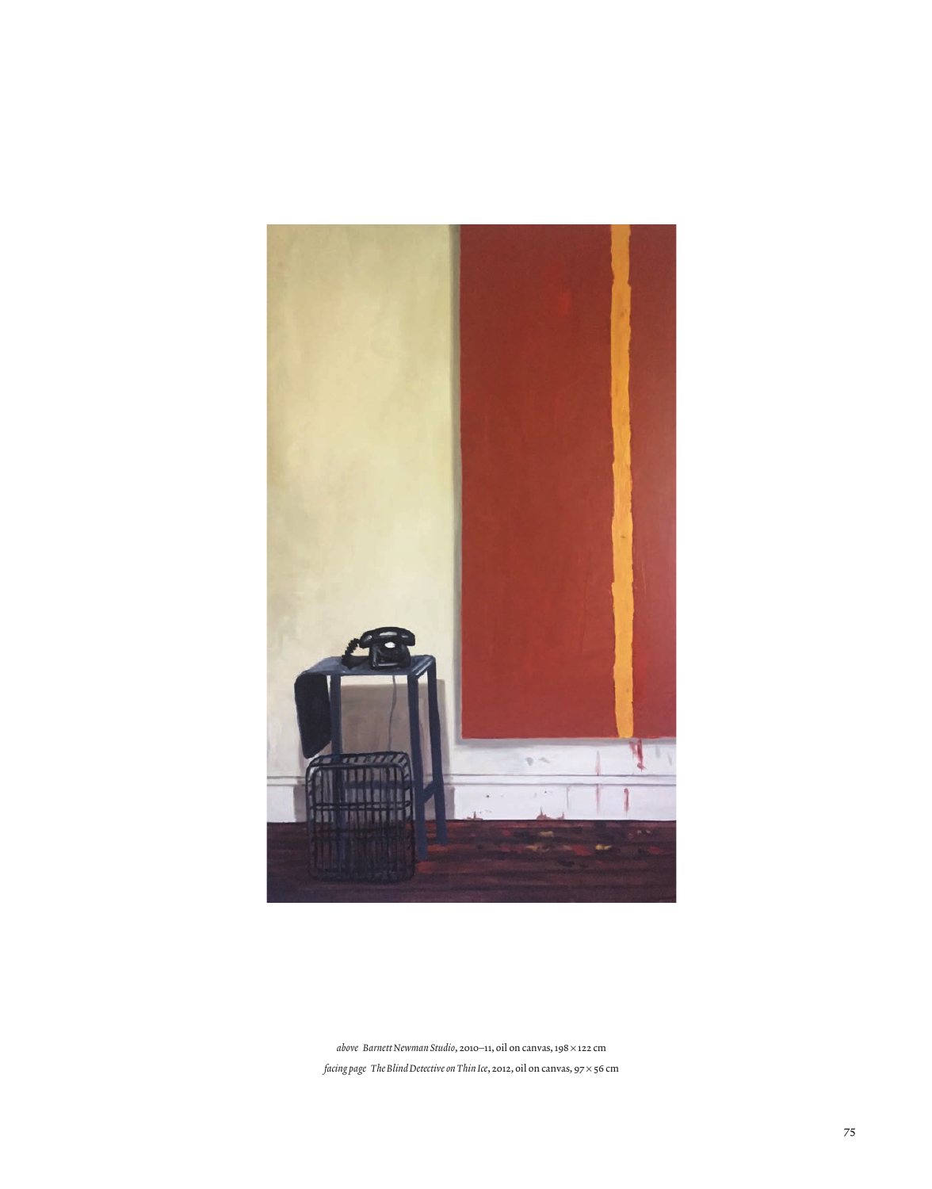*above* *Barnett Newman Studio*, 2010–11, oil on canvas, 198 × 122 cm

*facing page* *The Blind Detective on Thin Ice*, 2012, oil on canvas, 97 × 56 cm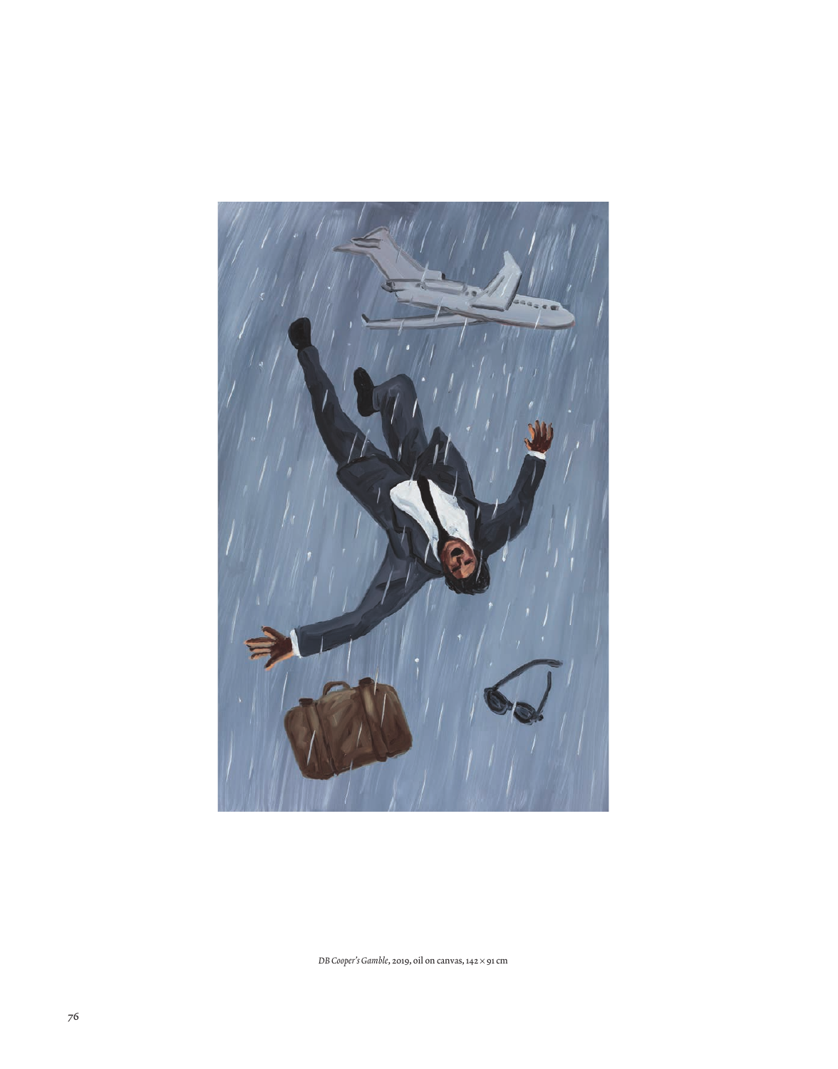*DB Cooper's Gamble*, 2019, oil on canvas, 142 × 91 cm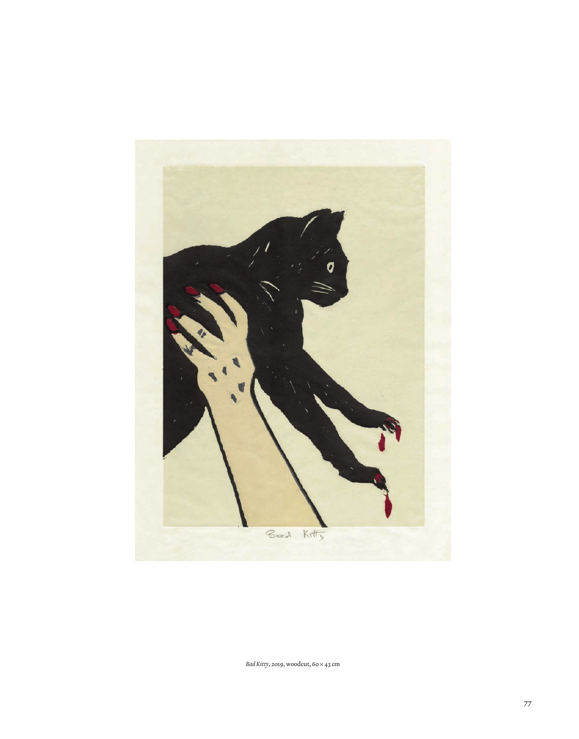*Bad Kitty*, 2019, woodcut, 60 × 43 cm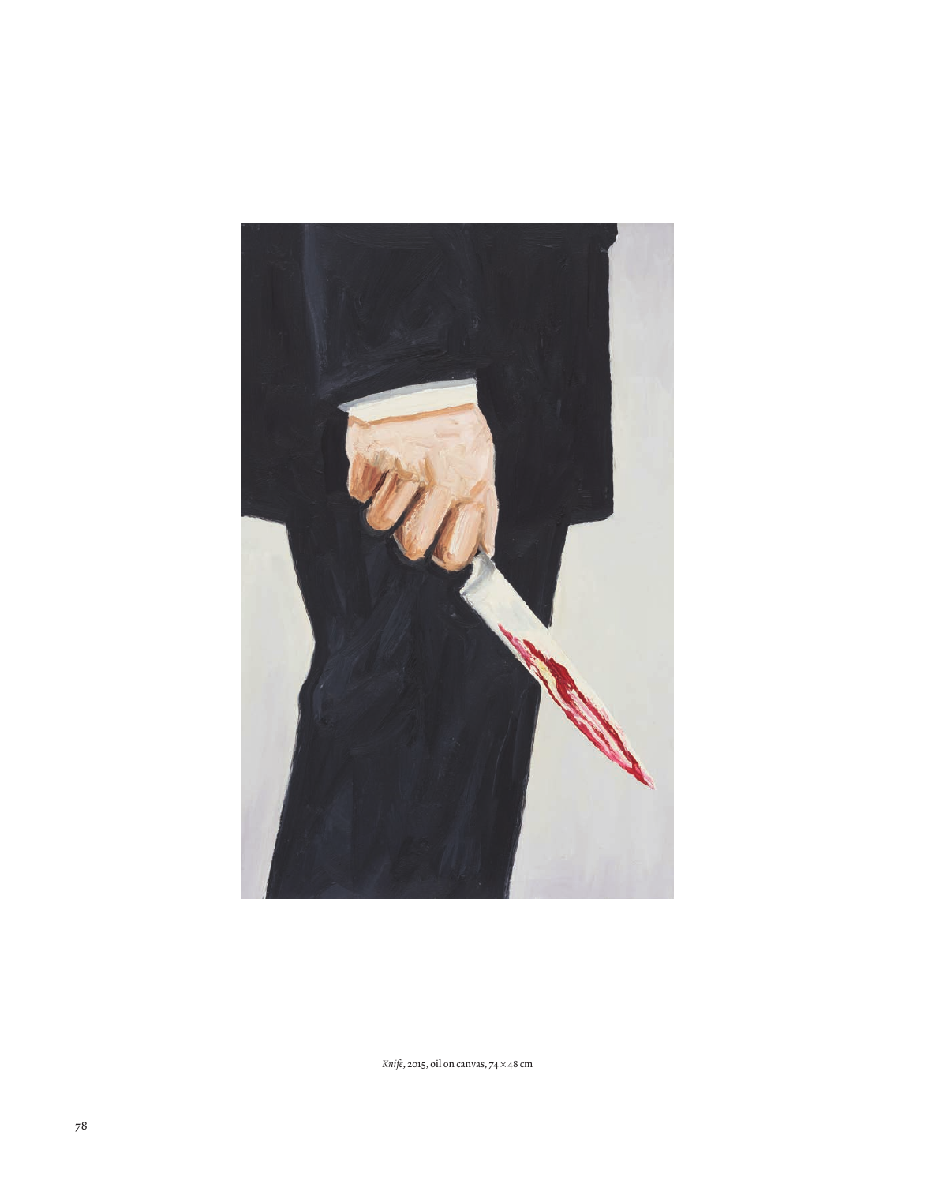*Knife*, 2015, oil on canvas, 74 × 48 cm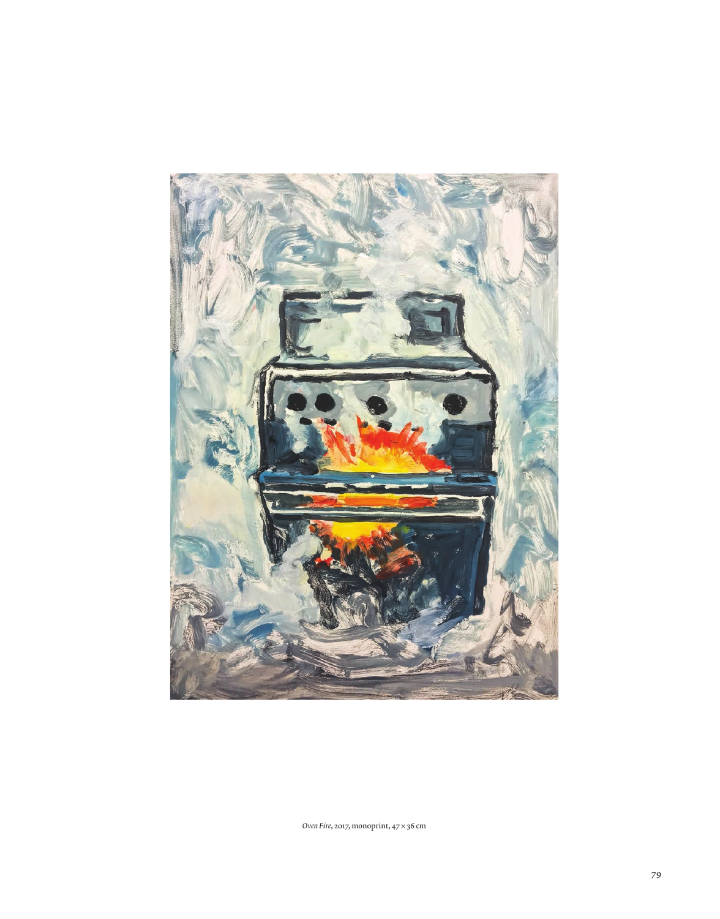*Oven Fire*, 2017, monoprint, 47 × 36 cm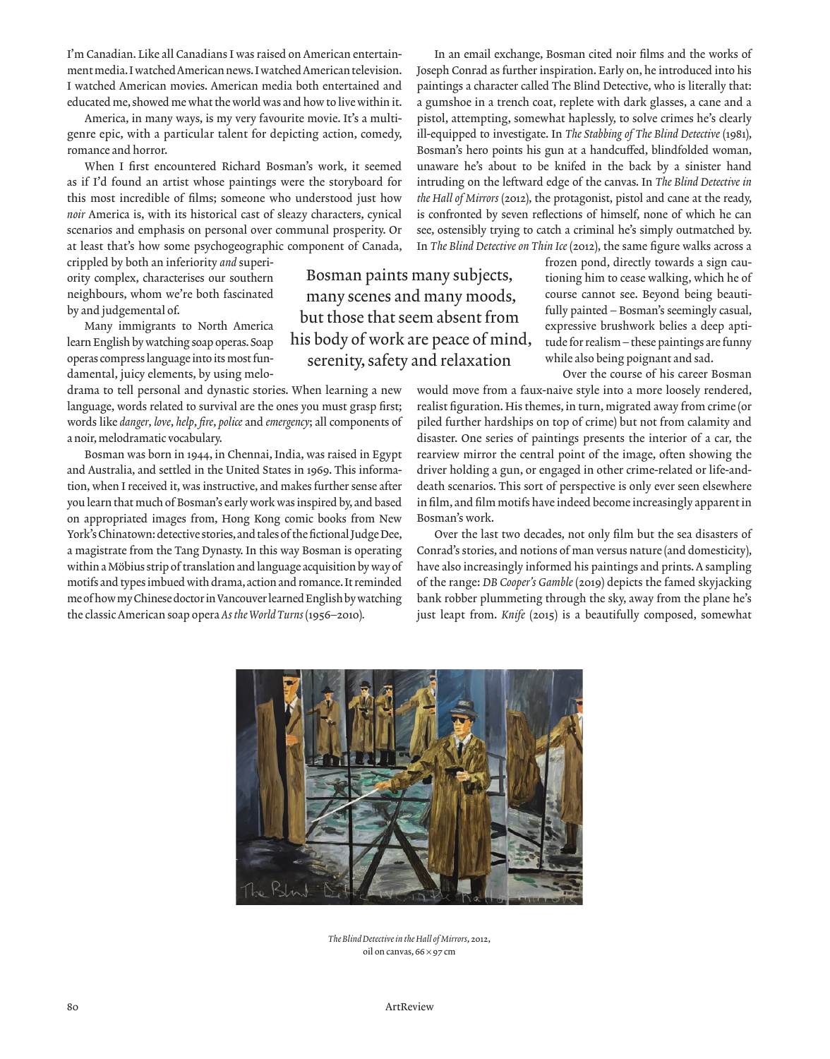I'm Canadian. Like all Canadians I was raised on American entertainment media. I watched American news. I watched American television. I watched American movies. American media both entertained and educated me, showed me what the world was and how to live within it.

America, in many ways, is my very favourite movie. It's a multigenre epic, with a particular talent for depicting action, comedy, romance and horror.

When I first encountered Richard Bosman's work, it seemed as if I'd found an artist whose paintings were the storyboard for this most incredible of films; someone who understood just how *noir* America is, with its historical cast of sleazy characters, cynical scenarios and emphasis on personal over communal prosperity. Or at least that's how some psychogeographic component of Canada, crippled by both an inferiority *and* superiority complex, characterises our southern neighbours, whom we're both fascinated by and judgemental of.

Many immigrants to North America learn English by watching soap operas. Soap operas compress language into its most fundamental, juicy elements, by using melodrama to tell personal and dynastic stories. When learning a new language, words related to survival are the ones you must grasp first; words like *danger*, *love*, *help*, *fire*, *police* and *emergency*; all components of a noir, melodramatic vocabulary.

Bosman was born in 1944, in Chennai, India, was raised in Egypt and Australia, and settled in the United States in 1969. This information, when I received it, was instructive, and makes further sense after you learn that much of Bosman's early work was inspired by, and based on appropriated images from, Hong Kong comic books from New York's Chinatown: detective stories, and tales of the fictional Judge Dee, a magistrate from the Tang Dynasty. In this way Bosman is operating within a Möbius strip of translation and language acquisition by way of motifs and types imbued with drama, action and romance. It reminded me of how my Chinese doctor in Vancouver learned English by watching the classic American soap opera *As the World Turns* (1956–2010).

> Bosman paints many subjects, many scenes and many moods, but those that seem absent from his body of work are peace of mind, serenity, safety and relaxation

In an email exchange, Bosman cited noir films and the works of Joseph Conrad as further inspiration. Early on, he introduced into his paintings a character called The Blind Detective, who is literally that: a gumshoe in a trench coat, replete with dark glasses, a cane and a pistol, attempting, somewhat haplessly, to solve crimes he's clearly ill-equipped to investigate. In *The Stabbing of The Blind Detective* (1981), Bosman's hero points his gun at a handcuffed, blindfolded woman, unaware he's about to be knifed in the back by a sinister hand intruding on the leftward edge of the canvas. In *The Blind Detective in the Hall of Mirrors* (2012), the protagonist, pistol and cane at the ready, is confronted by seven reflections of himself, none of which he can see, ostensibly trying to catch a criminal he's simply outmatched by. In *The Blind Detective on Thin Ice* (2012), the same figure walks across a frozen pond, directly towards a sign cautioning him to cease walking, which he of course cannot see. Beyond being beautifully painted – Bosman's seemingly casual, expressive brushwork belies a deep aptitude for realism – these paintings are funny while also being poignant and sad.

Over the course of his career Bosman would move from a faux-naive style into a more loosely rendered, realist figuration. His themes, in turn, migrated away from crime (or piled further hardships on top of crime) but not from calamity and disaster. One series of paintings presents the interior of a car, the rearview mirror the central point of the image, often showing the driver holding a gun, or engaged in other crime-related or life-and-death scenarios. This sort of perspective is only ever seen elsewhere in film, and film motifs have indeed become increasingly apparent in Bosman's work.

Over the last two decades, not only film but the sea disasters of Conrad's stories, and notions of man versus nature (and domesticity), have also increasingly informed his paintings and prints. A sampling of the range: *DB Cooper's Gamble* (2019) depicts the famed skyjacking bank robber plummeting through the sky, away from the plane he's just leapt from. *Knife* (2015) is a beautifully composed, somewhat

*The Blind Detective in the Hall of Mirrors*, 2012, oil on canvas, 66 × 97 cm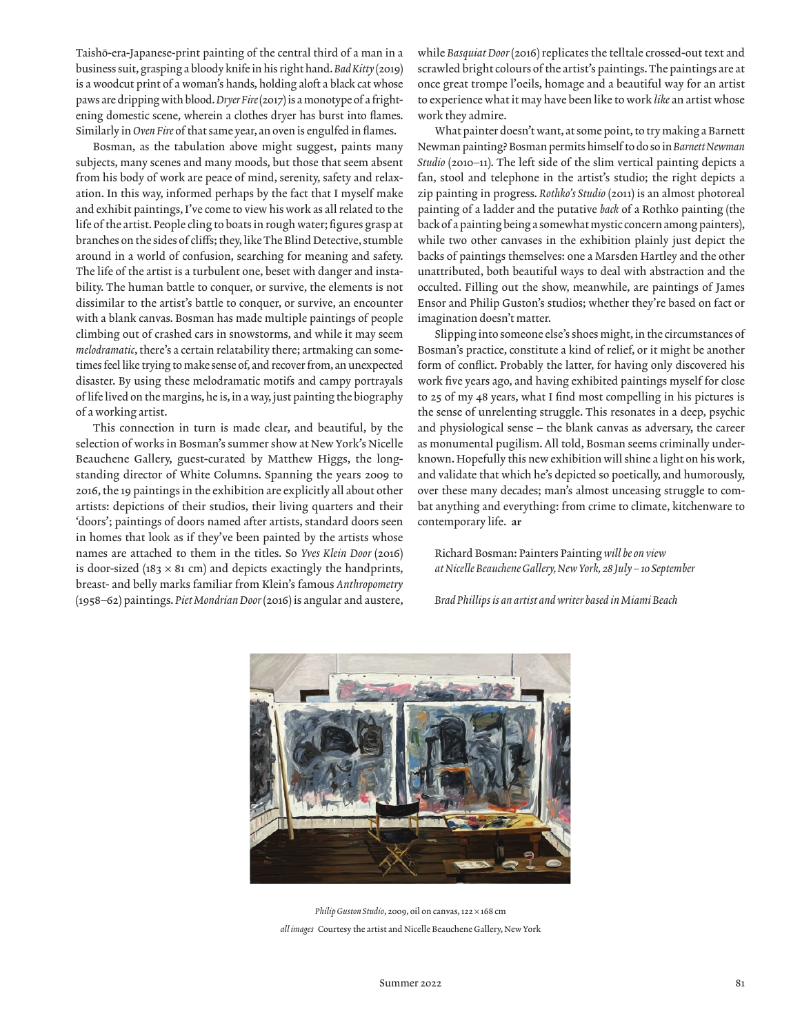Taishō-era-Japanese-print painting of the central third of a man in a business suit, grasping a bloody knife in his right hand. *Bad Kitty* (2019) is a woodcut print of a woman's hands, holding aloft a black cat whose paws are dripping with blood. *Dryer Fire* (2017) is a monotype of a frightening domestic scene, wherein a clothes dryer has burst into flames. Similarly in *Oven Fire* of that same year, an oven is engulfed in flames.

Bosman, as the tabulation above might suggest, paints many subjects, many scenes and many moods, but those that seem absent from his body of work are peace of mind, serenity, safety and relaxation. In this way, informed perhaps by the fact that I myself make and exhibit paintings, I've come to view his work as all related to the life of the artist. People cling to boats in rough water; figures grasp at branches on the sides of cliffs; they, like The Blind Detective, stumble around in a world of confusion, searching for meaning and safety. The life of the artist is a turbulent one, beset with danger and instability. The human battle to conquer, or survive, the elements is not dissimilar to the artist's battle to conquer, or survive, an encounter with a blank canvas. Bosman has made multiple paintings of people climbing out of crashed cars in snowstorms, and while it may seem *melodramatic*, there's a certain relatability there; artmaking can sometimes feel like trying to make sense of, and recover from, an unexpected disaster. By using these melodramatic motifs and campy portrayals of life lived on the margins, he is, in a way, just painting the biography of a working artist.

This connection in turn is made clear, and beautiful, by the selection of works in Bosman's summer show at New York's Nicelle Beauchene Gallery, guest-curated by Matthew Higgs, the longstanding director of White Columns. Spanning the years 2009 to 2016, the 19 paintings in the exhibition are explicitly all about other artists: depictions of their studios, their living quarters and their 'doors'; paintings of doors named after artists, standard doors seen in homes that look as if they've been painted by the artists whose names are attached to them in the titles. So *Yves Klein Door* (2016) is door-sized (183 × 81 cm) and depicts exactingly the handprints, breast- and belly marks familiar from Klein's famous *Anthropometry* (1958–62) paintings. *Piet Mondrian Door* (2016) is angular and austere, while *Basquiat Door* (2016) replicates the telltale crossed-out text and scrawled bright colours of the artist's paintings. The paintings are at once great trompe l'oeils, homage and a beautiful way for an artist to experience what it may have been like to work *like* an artist whose work they admire.

What painter doesn't want, at some point, to try making a Barnett Newman painting? Bosman permits himself to do so in *Barnett Newman Studio* (2010–11). The left side of the slim vertical painting depicts a fan, stool and telephone in the artist's studio; the right depicts a zip painting in progress. *Rothko's Studio* (2011) is an almost photoreal painting of a ladder and the putative *back* of a Rothko painting (the back of a painting being a somewhat mystic concern among painters), while two other canvases in the exhibition plainly just depict the backs of paintings themselves: one a Marsden Hartley and the other unattributed, both beautiful ways to deal with abstraction and the occulted. Filling out the show, meanwhile, are paintings of James Ensor and Philip Guston's studios; whether they're based on fact or imagination doesn't matter.

Slipping into someone else's shoes might, in the circumstances of Bosman's practice, constitute a kind of relief, or it might be another form of conflict. Probably the latter, for having only discovered his work five years ago, and having exhibited paintings myself for close to 25 of my 48 years, what I find most compelling in his pictures is the sense of unrelenting struggle. This resonates in a deep, psychic and physiological sense – the blank canvas as adversary, the career as monumental pugilism. All told, Bosman seems criminally underknown. Hopefully this new exhibition will shine a light on his work, and validate that which he's depicted so poetically, and humorously, over these many decades; man's almost unceasing struggle to combat anything and everything: from crime to climate, kitchenware to contemporary life. **ar**

Richard Bosman: Painters Painting *will be on view at Nicelle Beauchene Gallery, New York, 28 July – 10 September*

*Brad Phillips is an artist and writer based in Miami Beach*

*Philip Guston Studio*, 2009, oil on canvas, 122 × 168 cm

*all images* Courtesy the artist and Nicelle Beauchene Gallery, New York